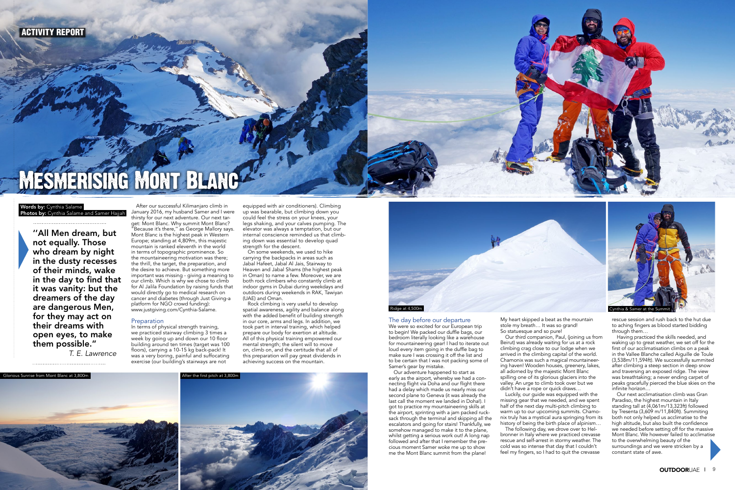ACTIVITY REPORT

# Mesmerising Mont Blanc

**Words by:** Cynthia Salame
**Photos by:** Cynthia Salame and Samer Hajjah

> **"All Men dream, but not equally. Those who dream by night in the dusty recesses of their minds, wake in the day to find that it was vanity: but the dreamers of the day are dangerous Men, for they may act on their dreams with open eyes, to make them possible."**
> *T. E. Lawrence*

Glorious Sunrise from Mont Blanc at 3,800m

After the first pitch at 3,800m

After our successful Kilimanjaro climb in January 2016, my husband Samer and I were thirsty for our next adventure. Our next target: Mont Blanc. Why summit Mont Blanc? "Because it's there," as George Mallory says. Mont Blanc is the highest peak in Western Europe; standing at 4,809m, this majestic mountain is ranked eleventh in the world in terms of topographic prominence. So the mountaineering motivation was there; the thrill, the target, the preparation, and the desire to achieve. But something more important was missing - giving a meaning to our climb. Which is why we chose to climb for Al Jalila Foundation by raising funds that would directly go to medical research on cancer and diabetes (through Just Giving-a platform for NGO crowd funding): www.justgiving.com/Cynthia-Salame.

## Preparation

In terms of physical strength training, we practiced stairway climbing 3 times a week by going up and down our 10 floor building around ten times (target was 100 floors), carrying a 10-15 kg back-pack! It was a very boring, painful and suffocating exercise (our building's stairways are not equipped with air conditioners). Climbing up was bearable, but climbing down you could feel the stress on your knees, your legs shaking, and your calves pumping. The elevator was always a temptation, but our internal conscience reminded us that climbing down was essential to develop quad strength for the descent.

On some weekends, we used to hike carrying the backpacks in areas such as Jabal Hafeet, Jabal Al Jais, Stairway to Heaven and Jabal Shams (the highest peak in Oman) to name a few. Moreover, we are both rock climbers who constantly climb at indoor gyms in Dubai during weekdays and outdoors during weekends in RAK, Tawiyan (UAE) and Oman.

Rock climbing is very useful to develop spatial awareness, agility and balance along with the added benefit of building strength in our core, arms and legs. In addition, we took part in interval training, which helped prepare our body for exertion at altitude. All of this physical training empowered our mental strength; the silent will to move on, climb on, and the certitude that all of this preparation will pay great dividends in achieving success on the mountain.

Ridge at 4,500m

Cynthia & Samer at the Summit

## The day before our departure

We were so excited for our European trip to begin! We packed our duffle bags, our bedroom literally looking like a warehouse for mountaineering gear! I had to iterate out loud every item going in the duffle bag to make sure I was crossing it off the list and to be certain that I was not packing some of Samer's gear by mistake.

Our adventure happened to start as early as the airport, whereby we had a connecting flight via Doha and our flight there had a delay which made us nearly miss our second plane to Geneva (it was already the last call the moment we landed in Doha!). I got to practice my mountaineering skills at the airport, sprinting with a jam packed rucksack through the terminal and skipping all the escalators and going for stairs! Thankfully, we somehow managed to make it to the plane, whilst getting a serious work out! A long nap followed and after that I remember the precious moment Samer woke me up to show me the Mont Blanc summit from the plane! My heart skipped a beat as the mountain stole my breath… It was so grand! So statuesque and so pure!

Our third companion, Paul, (joining us from Beirut) was already waiting for us at a rock climbing crag close to our lodge when we arrived in the climbing capital of the world. Chamonix was such a magical mountaineering haven! Wooden houses, greenery, lakes, all adorned by the majestic Mont Blanc spilling one of its glorious glaciers into the valley. An urge to climb took over but we didn't have a rope or quick draws…

Luckily, our guide was equipped with the missing gear that we needed, and we spent half of the next day multi-pitch climbing to warm up for our upcoming summits. Chamonix truly has a mystical aura springing from its history of being the birth place of alpinism…

The following day, we drove over to Helbronner in Italy where we practiced crevasse rescue and self-arrest in stormy weather. The cold was so intense that day that I couldn't feel my fingers, so I had to quit the crevasse rescue session and rush back to the hut due to aching fingers as blood started bidding through them…

Having practiced the skills needed, and waking up to great weather, we set off for the first of our acclimatisation climbs on a peak in the Vallee Blanche called Aiguille de Toule (3,538m/11,594ft). We successfully summited after climbing a steep section in deep snow and traversing an exposed ridge. The view was breathtaking; a never ending carpet of peaks gracefully pierced the blue skies on the infinite horizon…

Our next acclimatisation climb was Gran Paradiso, the highest mountain in Italy standing tall at (4,061m/13,323ft) followed by Tresenta (3,609 m/11,840ft). Summiting both not only helped us acclimatise to the high altitude, but also built the confidence we needed before setting off for the massive Mont Blanc. We however failed to acclimatise to the overwhelming beauty of the surroundings and we were stricken by a constant state of awe.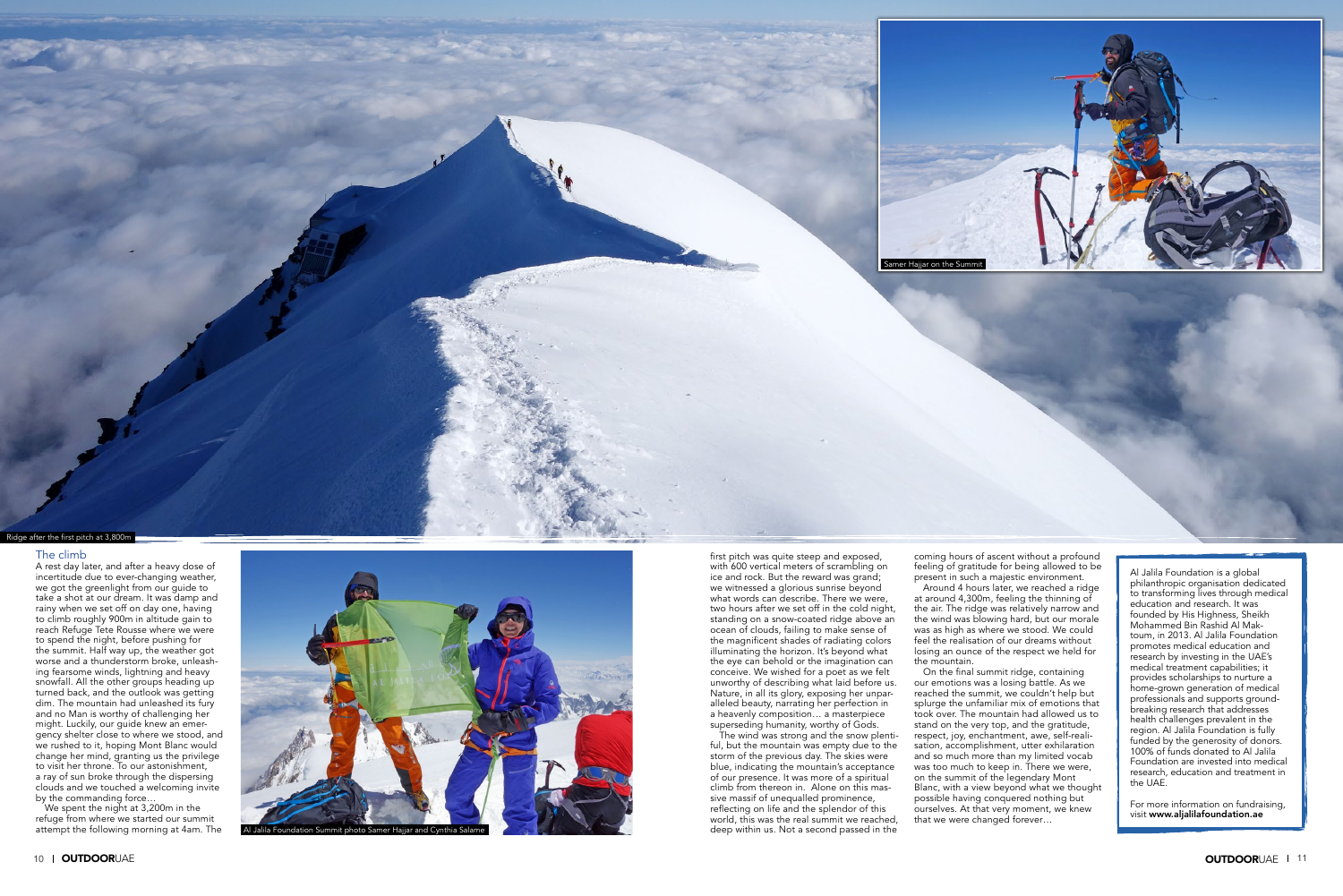Ridge after the first pitch at 3,800m

Samer Hajjar on the Summit

## The climb

A rest day later, and after a heavy dose of incertitude due to ever-changing weather, we got the greenlight from our guide to take a shot at our dream. It was damp and rainy when we set off on day one, having to climb roughly 900m in altitude gain to reach Refuge Tete Rousse where we were to spend the night, before pushing for the summit. Half way up, the weather got worse and a thunderstorm broke, unleashing fearsome winds, lightning and heavy snowfall. All the other groups heading up turned back, and the outlook was getting dim. The mountain had unleashed its fury and no Man is worthy of challenging her might. Luckily, our guide knew an emergency shelter close to where we stood, and we rushed to it, hoping Mont Blanc would change her mind, granting us the privilege to visit her throne. To our astonishment, a ray of sun broke through the dispersing clouds and we touched a welcoming invite by the commanding force…

We spent the night at 3,200m in the refuge from where we started our summit attempt the following morning at 4am. The first pitch was quite steep and exposed, with 600 vertical meters of scrambling on ice and rock. But the reward was grand; we witnessed a glorious sunrise beyond what words can describe. There we were, two hours after we set off in the cold night, standing on a snow-coated ridge above an ocean of clouds, failing to make sense of the magnificent shades of radiating colors illuminating the horizon. It's beyond what the eye can behold or the imagination can conceive. We wished for a poet as we felt unworthy of describing what laid before us. Nature, in all its glory, exposing her unparalleled beauty, narrating her perfection in a heavenly composition… a masterpiece superseding humanity, worthy of Gods.

The wind was strong and the snow plentiful, but the mountain was empty due to the storm of the previous day. The skies were blue, indicating the mountain's acceptance of our presence. It was more of a spiritual climb from thereon in. Alone on this massive massif of unequalled prominence, reflecting on life and the splendor of this world, this was the real summit we reached, deep within us. Not a second passed in the coming hours of ascent without a profound feeling of gratitude for being allowed to be present in such a majestic environment.

Around 4 hours later, we reached a ridge at around 4,300m, feeling the thinning of the air. The ridge was relatively narrow and the wind was blowing hard, but our morale was as high as where we stood. We could feel the realisation of our dreams without losing an ounce of the respect we held for the mountain.

On the final summit ridge, containing our emotions was a losing battle. As we reached the summit, we couldn't help but splurge the unfamiliar mix of emotions that took over. The mountain had allowed us to stand on the very top, and the gratitude, respect, joy, enchantment, awe, self-realisation, accomplishment, utter exhilaration and so much more than my limited vocab was too much to keep in. There we were, on the summit of the legendary Mont Blanc, with a view beyond what we thought possible having conquered nothing but ourselves. At that very moment, we knew that we were changed forever…

Al Jalila Foundation Summit photo Samer Hajjar and Cynthia Salame

Al Jalila Foundation is a global philanthropic organisation dedicated to transforming lives through medical education and research. It was founded by His Highness, Sheikh Mohammed Bin Rashid Al Maktoum, in 2013. Al Jalila Foundation promotes medical education and research by investing in the UAE's medical treatment capabilities; it provides scholarships to nurture a home-grown generation of medical professionals and supports groundbreaking research that addresses health challenges prevalent in the region. Al Jalila Foundation is fully funded by the generosity of donors. 100% of funds donated to Al Jalila Foundation are invested into medical research, education and treatment in the UAE.

For more information on fundraising, visit **www.aljalilafoundation.ae**